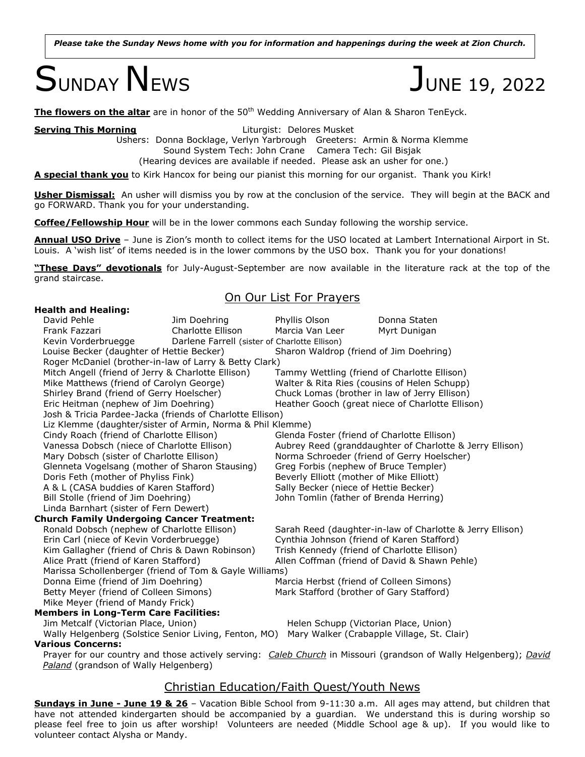*Please take the Sunday News home with you for information and happenings during the week at Zion Church.*

# SUNDAY NEWS JUNE 19, 2022

**The flowers on the altar** are in honor of the 50th Wedding Anniversary of Alan & Sharon TenEyck.

**Serving This Morning** Liturgist: Delores Musket
Ushers: Donna Bocklage, Verlyn Yarbrough Greeters: Armin & Norma Klemme
Sound System Tech: John Crane Camera Tech: Gil Bisjak
(Hearing devices are available if needed. Please ask an usher for one.)

**A special thank you** to Kirk Hancox for being our pianist this morning for our organist. Thank you Kirk!

**Usher Dismissal:** An usher will dismiss you by row at the conclusion of the service. They will begin at the BACK and go FORWARD. Thank you for your understanding.

**Coffee/Fellowship Hour** will be in the lower commons each Sunday following the worship service.

**Annual USO Drive** – June is Zion's month to collect items for the USO located at Lambert International Airport in St. Louis. A 'wish list' of items needed is in the lower commons by the USO box. Thank you for your donations!

**"These Days" devotionals** for July-August-September are now available in the literature rack at the top of the grand staircase.

## On Our List For Prayers

**Health and Healing:**

David Pehle, Jim Doehring, Phyllis Olson, Donna Staten
Frank Fazzari, Charlotte Ellison, Marcia Van Leer, Myrt Dunigan
Kevin Vorderbruegge, Darlene Farrell (sister of Charlotte Ellison)
Louise Becker (daughter of Hettie Becker)
Sharon Waldrop (friend of Jim Doehring)
Roger McDaniel (brother-in-law of Larry & Betty Clark)
Mitch Angell (friend of Jerry & Charlotte Ellison)
Tammy Wettling (friend of Charlotte Ellison)
Mike Matthews (friend of Carolyn George)
Walter & Rita Ries (cousins of Helen Schupp)
Shirley Brand (friend of Gerry Hoelscher)
Chuck Lomas (brother in law of Jerry Ellison)
Eric Heitman (nephew of Jim Doehring)
Heather Gooch (great niece of Charlotte Ellison)
Josh & Tricia Pardee-Jacka (friends of Charlotte Ellison)
Liz Klemme (daughter/sister of Armin, Norma & Phil Klemme)
Cindy Roach (friend of Charlotte Ellison)
Glenda Foster (friend of Charlotte Ellison)
Vanessa Dobsch (niece of Charlotte Ellison)
Aubrey Reed (granddaughter of Charlotte & Jerry Ellison)
Mary Dobsch (sister of Charlotte Ellison)
Norma Schroeder (friend of Gerry Hoelscher)
Glenneta Vogelsang (mother of Sharon Stausing)
Greg Forbis (nephew of Bruce Templer)
Doris Feth (mother of Phyliss Fink)
Beverly Elliott (mother of Mike Elliott)
A & L (CASA buddies of Karen Stafford)
Sally Becker (niece of Hettie Becker)
Bill Stolle (friend of Jim Doehring)
John Tomlin (father of Brenda Herring)
Linda Barnhart (sister of Fern Dewert)

**Church Family Undergoing Cancer Treatment:**

Ronald Dobsch (nephew of Charlotte Ellison)
Sarah Reed (daughter-in-law of Charlotte & Jerry Ellison)
Erin Carl (niece of Kevin Vorderbruegge)
Cynthia Johnson (friend of Karen Stafford)
Kim Gallagher (friend of Chris & Dawn Robinson)
Trish Kennedy (friend of Charlotte Ellison)
Alice Pratt (friend of Karen Stafford)
Allen Coffman (friend of David & Shawn Pehle)
Marissa Schollenberger (friend of Tom & Gayle Williams)
Donna Eime (friend of Jim Doehring)
Marcia Herbst (friend of Colleen Simons)
Betty Meyer (friend of Colleen Simons)
Mark Stafford (brother of Gary Stafford)
Mike Meyer (friend of Mandy Frick)

**Members in Long-Term Care Facilities:**

Jim Metcalf (Victorian Place, Union)
Helen Schupp (Victorian Place, Union)
Wally Helgenberg (Solstice Senior Living, Fenton, MO)
Mary Walker (Crabapple Village, St. Clair)

**Various Concerns:**

Prayer for our country and those actively serving: *Caleb Church* in Missouri (grandson of Wally Helgenberg); *David Paland* (grandson of Wally Helgenberg)

## Christian Education/Faith Quest/Youth News

**Sundays in June - June 19 & 26** – Vacation Bible School from 9-11:30 a.m. All ages may attend, but children that have not attended kindergarten should be accompanied by a guardian. We understand this is during worship so please feel free to join us after worship! Volunteers are needed (Middle School age & up). If you would like to volunteer contact Alysha or Mandy.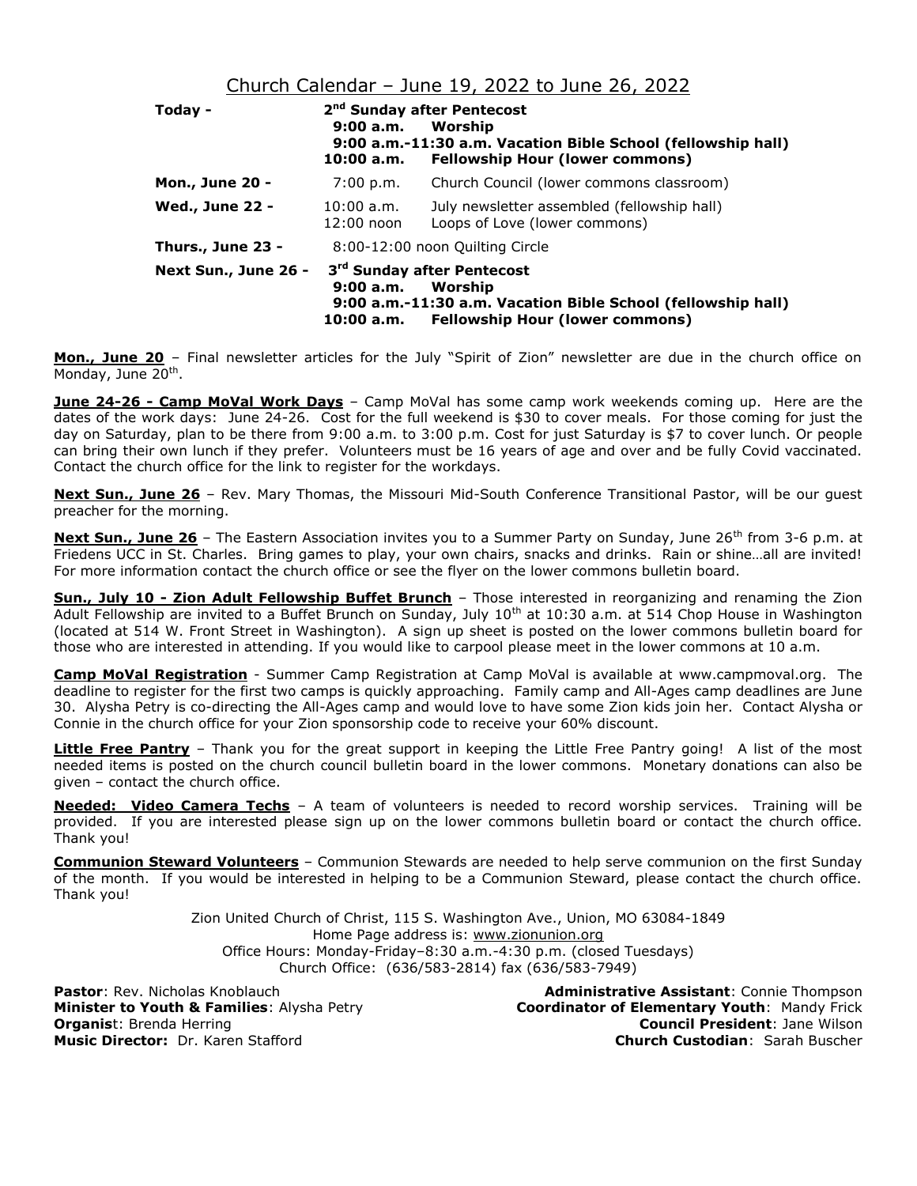## Church Calendar – June 19, 2022 to June 26, 2022

| | | |
|---|---|---|
| **Today -** | **2nd Sunday after Pentecost** | |
| | **9:00 a.m.** | **Worship** |
| | **9:00 a.m.-11:30 a.m. Vacation Bible School (fellowship hall)** | |
| | **10:00 a.m.** | **Fellowship Hour (lower commons)** |
| **Mon., June 20 -** | 7:00 p.m. | Church Council (lower commons classroom) |
| **Wed., June 22 -** | 10:00 a.m. | July newsletter assembled (fellowship hall) |
| | 12:00 noon | Loops of Love (lower commons) |
| **Thurs., June 23 -** | 8:00-12:00 noon Quilting Circle | |
| **Next Sun., June 26 -** | **3rd Sunday after Pentecost** | |
| | **9:00 a.m.** | **Worship** |
| | **9:00 a.m.-11:30 a.m. Vacation Bible School (fellowship hall)** | |
| | **10:00 a.m.** | **Fellowship Hour (lower commons)** |

**Mon., June 20** – Final newsletter articles for the July "Spirit of Zion" newsletter are due in the church office on Monday, June 20th.

**June 24-26 - Camp MoVal Work Days** – Camp MoVal has some camp work weekends coming up. Here are the dates of the work days: June 24-26. Cost for the full weekend is $30 to cover meals. For those coming for just the day on Saturday, plan to be there from 9:00 a.m. to 3:00 p.m. Cost for just Saturday is $7 to cover lunch. Or people can bring their own lunch if they prefer. Volunteers must be 16 years of age and over and be fully Covid vaccinated. Contact the church office for the link to register for the workdays.

**Next Sun., June 26** – Rev. Mary Thomas, the Missouri Mid-South Conference Transitional Pastor, will be our guest preacher for the morning.

**Next Sun., June 26** – The Eastern Association invites you to a Summer Party on Sunday, June 26th from 3-6 p.m. at Friedens UCC in St. Charles. Bring games to play, your own chairs, snacks and drinks. Rain or shine…all are invited! For more information contact the church office or see the flyer on the lower commons bulletin board.

**Sun., July 10 - Zion Adult Fellowship Buffet Brunch** – Those interested in reorganizing and renaming the Zion Adult Fellowship are invited to a Buffet Brunch on Sunday, July 10th at 10:30 a.m. at 514 Chop House in Washington (located at 514 W. Front Street in Washington). A sign up sheet is posted on the lower commons bulletin board for those who are interested in attending. If you would like to carpool please meet in the lower commons at 10 a.m.

**Camp MoVal Registration** - Summer Camp Registration at Camp MoVal is available at www.campmoval.org. The deadline to register for the first two camps is quickly approaching. Family camp and All-Ages camp deadlines are June 30. Alysha Petry is co-directing the All-Ages camp and would love to have some Zion kids join her. Contact Alysha or Connie in the church office for your Zion sponsorship code to receive your 60% discount.

**Little Free Pantry** – Thank you for the great support in keeping the Little Free Pantry going! A list of the most needed items is posted on the church council bulletin board in the lower commons. Monetary donations can also be given – contact the church office.

**Needed: Video Camera Techs** – A team of volunteers is needed to record worship services. Training will be provided. If you are interested please sign up on the lower commons bulletin board or contact the church office. Thank you!

**Communion Steward Volunteers** – Communion Stewards are needed to help serve communion on the first Sunday of the month. If you would be interested in helping to be a Communion Steward, please contact the church office. Thank you!

Zion United Church of Christ, 115 S. Washington Ave., Union, MO 63084-1849
Home Page address is: www.zionunion.org
Office Hours: Monday-Friday–8:30 a.m.-4:30 p.m. (closed Tuesdays)
Church Office: (636/583-2814) fax (636/583-7949)

**Pastor**: Rev. Nicholas Knoblauch
**Minister to Youth & Families**: Alysha Petry
**Organist**: Brenda Herring
**Music Director:** Dr. Karen Stafford

**Administrative Assistant**: Connie Thompson
**Coordinator of Elementary Youth**: Mandy Frick
**Council President**: Jane Wilson
**Church Custodian**: Sarah Buscher